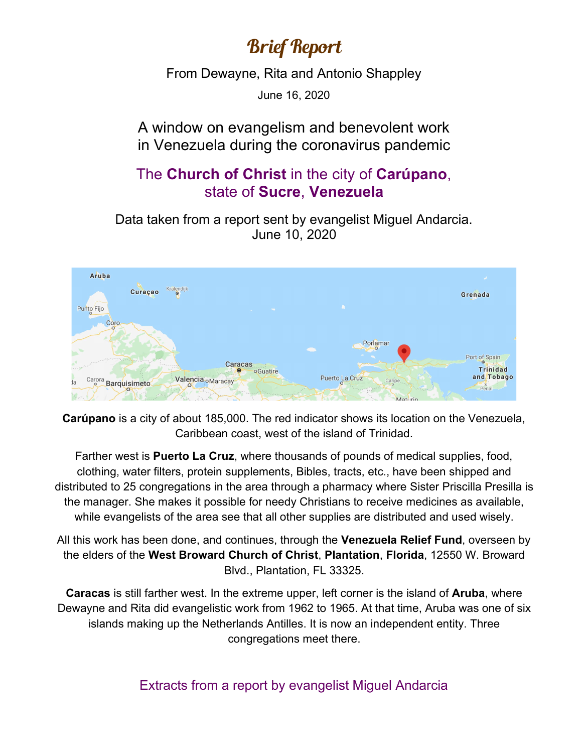# Brief Report

From Dewayne, Rita and Antonio Shappley

June 16, 2020

## A window on evangelism and benevolent work in Venezuela during the coronavirus pandemic

## The **Church of Christ** in the city of **Carúpano**, state of **Sucre**, **Venezuela**

Data taken from a report sent by evangelist Miguel Andarcia.
June 10, 2020

**Carúpano** is a city of about 185,000. The red indicator shows its location on the Venezuela, Caribbean coast, west of the island of Trinidad.

Farther west is **Puerto La Cruz**, where thousands of pounds of medical supplies, food, clothing, water filters, protein supplements, Bibles, tracts, etc., have been shipped and distributed to 25 congregations in the area through a pharmacy where Sister Priscilla Presilla is the manager. She makes it possible for needy Christians to receive medicines as available, while evangelists of the area see that all other supplies are distributed and used wisely.

All this work has been done, and continues, through the **Venezuela Relief Fund**, overseen by the elders of the **West Broward Church of Christ**, **Plantation**, **Florida**, 12550 W. Broward Blvd., Plantation, FL 33325.

**Caracas** is still farther west. In the extreme upper, left corner is the island of **Aruba**, where Dewayne and Rita did evangelistic work from 1962 to 1965. At that time, Aruba was one of six islands making up the Netherlands Antilles. It is now an independent entity. Three congregations meet there.

## Extracts from a report by evangelist Miguel Andarcia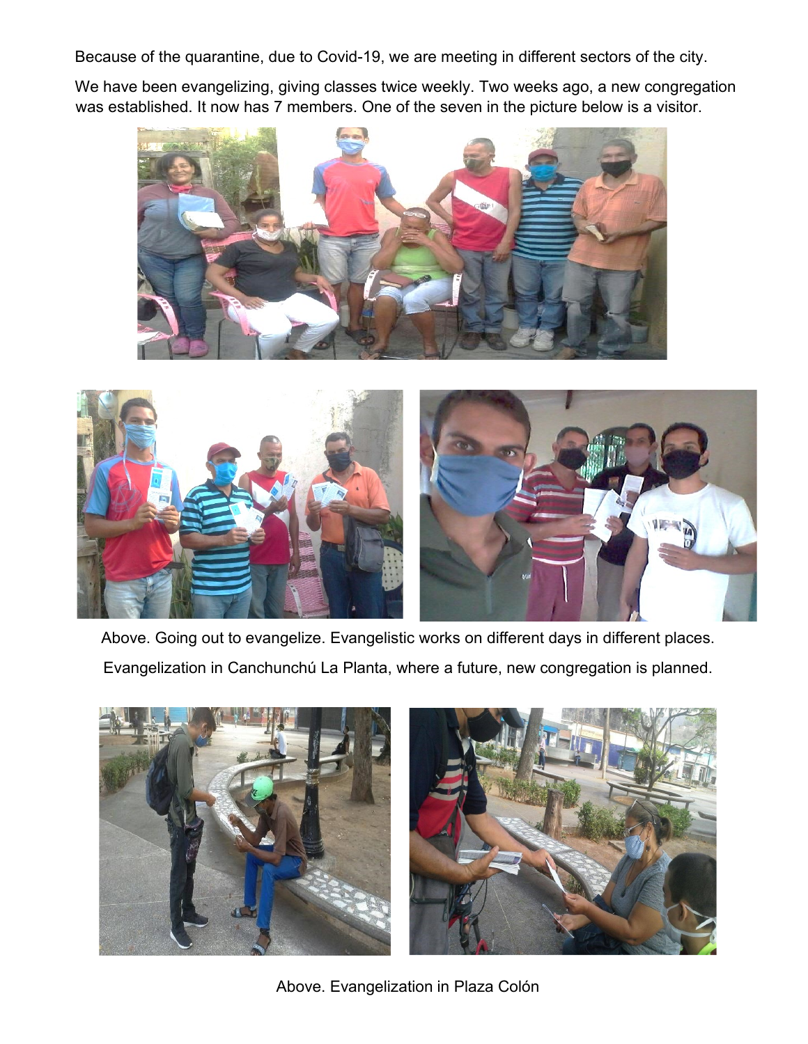Because of the quarantine, due to Covid-19, we are meeting in different sectors of the city.

We have been evangelizing, giving classes twice weekly. Two weeks ago, a new congregation was established. It now has 7 members. One of the seven in the picture below is a visitor.

Above. Going out to evangelize. Evangelistic works on different days in different places.

Evangelization in Canchunchú La Planta, where a future, new congregation is planned.

Above. Evangelization in Plaza Colón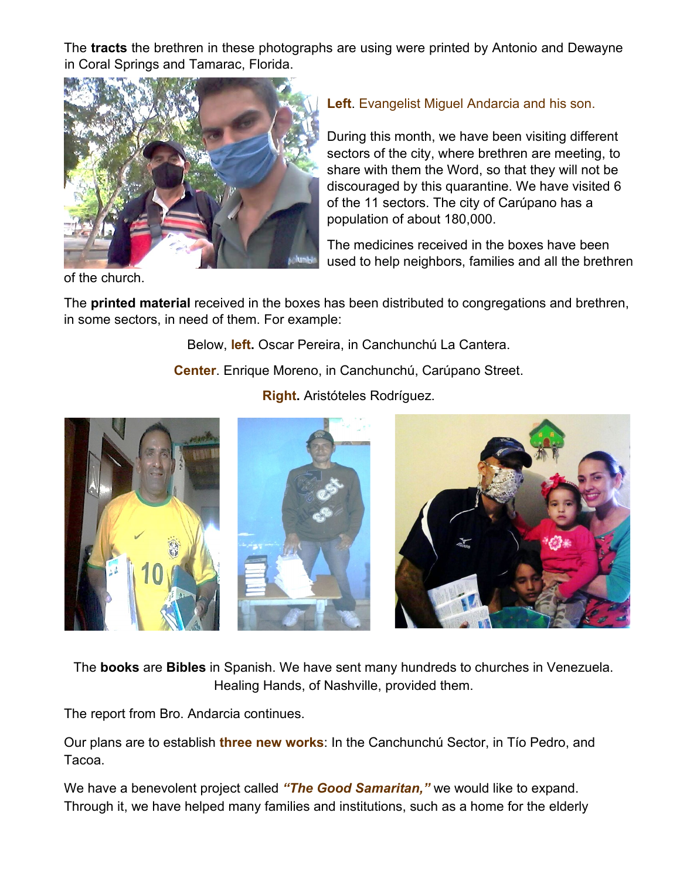The **tracts** the brethren in these photographs are using were printed by Antonio and Dewayne in Coral Springs and Tamarac, Florida.

**Left**. Evangelist Miguel Andarcia and his son.

During this month, we have been visiting different sectors of the city, where brethren are meeting, to share with them the Word, so that they will not be discouraged by this quarantine. We have visited 6 of the 11 sectors. The city of Carúpano has a population of about 180,000.

The medicines received in the boxes have been used to help neighbors, families and all the brethren of the church.

The **printed material** received in the boxes has been distributed to congregations and brethren, in some sectors, in need of them. For example:

Below, **left.** Oscar Pereira, in Canchunchú La Cantera.

**Center**. Enrique Moreno, in Canchunchú, Carúpano Street.

**Right.** Aristóteles Rodríguez.

The **books** are **Bibles** in Spanish. We have sent many hundreds to churches in Venezuela. Healing Hands, of Nashville, provided them.

The report from Bro. Andarcia continues.

Our plans are to establish **three new works**: In the Canchunchú Sector, in Tío Pedro, and Tacoa.

We have a benevolent project called ***"The Good Samaritan,"*** we would like to expand. Through it, we have helped many families and institutions, such as a home for the elderly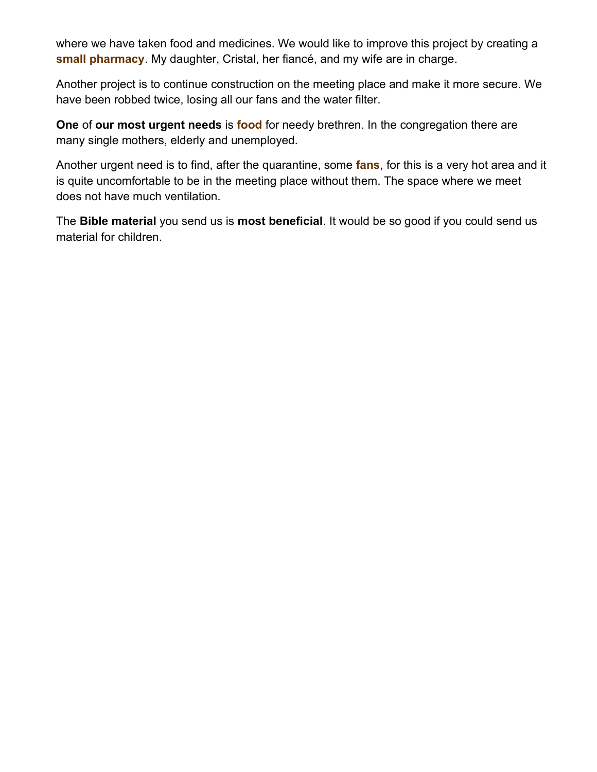where we have taken food and medicines. We would like to improve this project by creating a **small pharmacy**. My daughter, Cristal, her fiancé, and my wife are in charge.

Another project is to continue construction on the meeting place and make it more secure. We have been robbed twice, losing all our fans and the water filter.

**One** of **our most urgent needs** is **food** for needy brethren. In the congregation there are many single mothers, elderly and unemployed.

Another urgent need is to find, after the quarantine, some **fans**, for this is a very hot area and it is quite uncomfortable to be in the meeting place without them. The space where we meet does not have much ventilation.

The **Bible material** you send us is **most beneficial**. It would be so good if you could send us material for children.